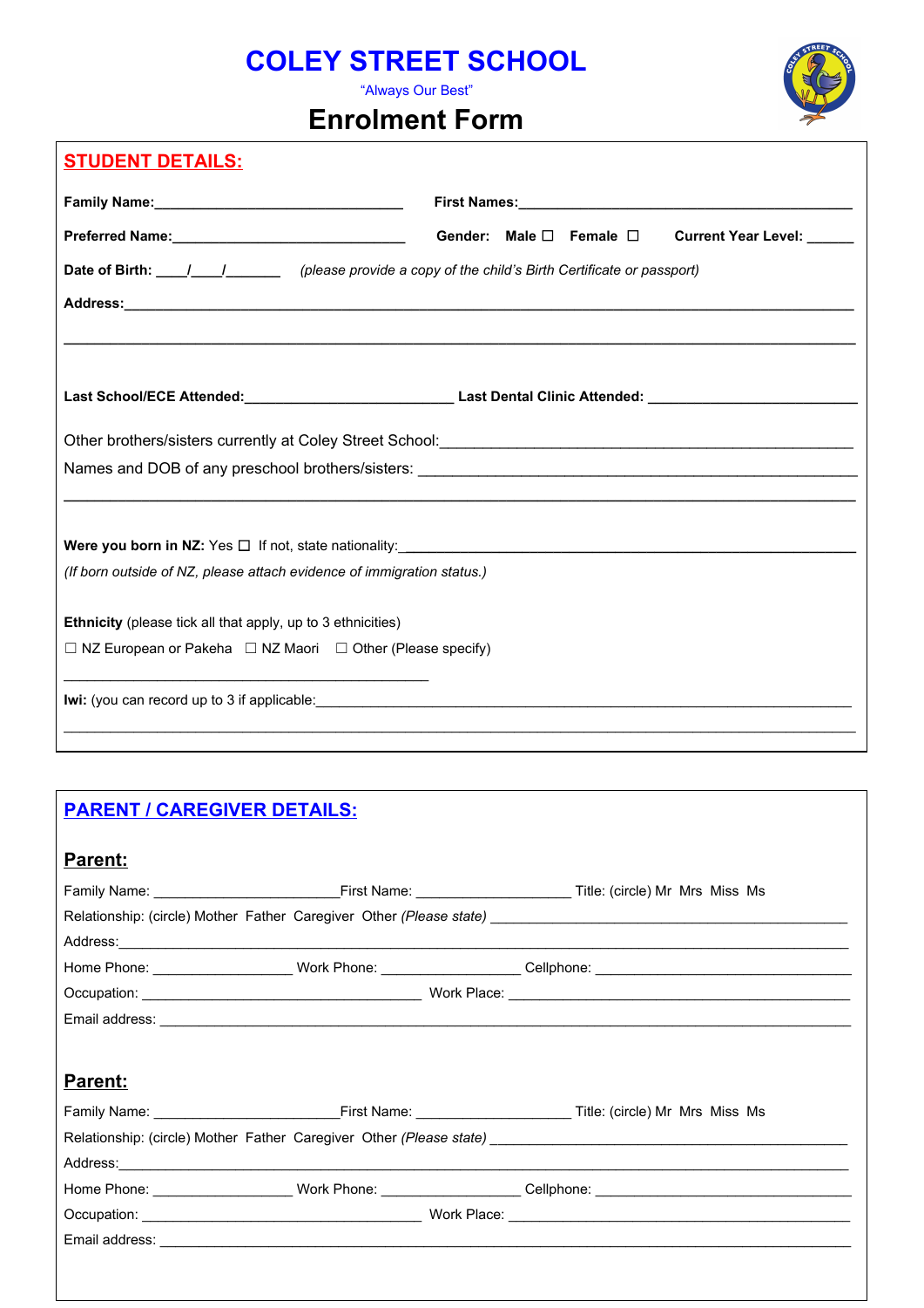# COLEY STREET SCHOOL

"Always Our Best"

## Enrolment Form

### STUDENT DETAILS:

**Family Name:**_______________________________ **First Names:**_____________________________________________

**Preferred Name:**_____________________________ **Gender:** **Male** ☐ **Female** ☐ **Current Year Level:** ______

**Date of Birth:** ____/____/_______ *(please provide a copy of the child's Birth Certificate or passport)*

**Address:**_____________________________________________________________________________________________

_____________________________________________________________________________________________________

**Last School/ECE Attended:**_________________________ **Last Dental Clinic Attended:** __________________________

Other brothers/sisters currently at Coley Street School:______________________________________________

Names and DOB of any preschool brothers/sisters: __________________________________________________

_____________________________________________________________________________________________________

**Were you born in NZ:** Yes ☐ If not, state nationality:_____________________________________________________

*(If born outside of NZ, please attach evidence of immigration status.)*

**Ethnicity** (please tick all that apply, up to 3 ethnicities)

☐ NZ European or Pakeha ☐ NZ Maori ☐ Other (Please specify)

_____________________________________________

**Iwi:** (you can record up to 3 if applicable:______________________________________________________________

_____________________________________________________________________________________________________

### PARENT / CAREGIVER DETAILS:

**Parent:**

Family Name: _______________________First Name: ___________________ Title: (circle) Mr Mrs Miss Ms

Relationship: (circle) Mother Father Caregiver Other *(Please state)* ______________________________________________

Address:_______________________________________________________________________________________________

Home Phone: _________________ Work Phone: _________________ Cellphone: ________________________________

Occupation: __________________________________ Work Place: ___________________________________________

Email address: _________________________________________________________________________________________

**Parent:**

Family Name: _______________________First Name: ___________________ Title: (circle) Mr Mrs Miss Ms

Relationship: (circle) Mother Father Caregiver Other *(Please state)* ______________________________________________

Address:_______________________________________________________________________________________________

Home Phone: _________________ Work Phone: _________________ Cellphone: ________________________________

Occupation: __________________________________ Work Place: ___________________________________________

Email address: _________________________________________________________________________________________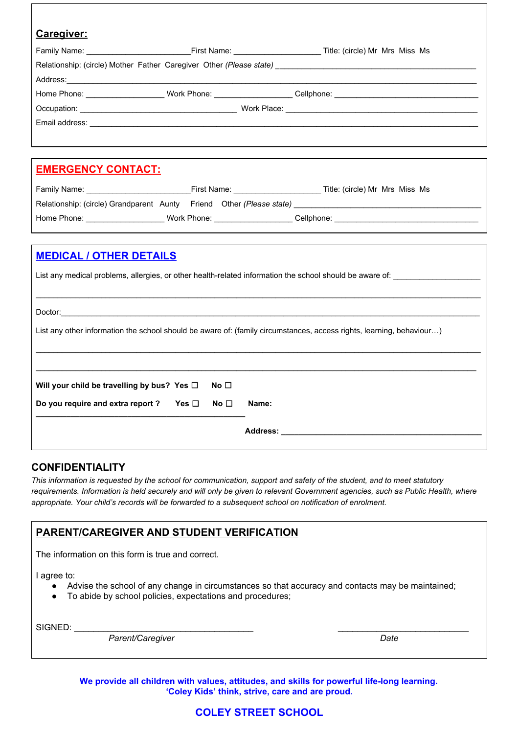## Caregiver:

Family Name: ______________________ First Name: __________________ Title: (circle) Mr Mrs Miss Ms

Relationship: (circle) Mother Father Caregiver Other *(Please state)* ____________________________________________

Address: ______________________________________________________________________________________

Home Phone: ________________ Work Phone: ________________ Cellphone: ________________________________

Occupation: __________________________________ Work Place: ________________________________________

Email address: _________________________________________________________________________________

## EMERGENCY CONTACT:

Family Name: ______________________ First Name: __________________ Title: (circle) Mr Mrs Miss Ms

Relationship: (circle) Grandparent Aunty Friend Other *(Please state)* ________________________________________

Home Phone: ________________ Work Phone: ________________ Cellphone: ________________________________

## MEDICAL / OTHER DETAILS

List any medical problems, allergies, or other health-related information the school should be aware of: __________________

______________________________________________________________________________________________

Doctor: _______________________________________________________________________________________

List any other information the school should be aware of: (family circumstances, access rights, learning, behaviour…)

______________________________________________________________________________________________

______________________________________________________________________________________________

**Will your child be travelling by bus? Yes ☐ No ☐**

**Do you require and extra report ? Yes ☐ No ☐ Name: ____________________________________________**

**Address: ____________________________________________**

## CONFIDENTIALITY

*This information is requested by the school for communication, support and safety of the student, and to meet statutory requirements. Information is held securely and will only be given to relevant Government agencies, such as Public Health, where appropriate. Your child's records will be forwarded to a subsequent school on notification of enrolment.*

## PARENT/CAREGIVER AND STUDENT VERIFICATION

The information on this form is true and correct.

I agree to:

- Advise the school of any change in circumstances so that accuracy and contacts may be maintained;
- To abide by school policies, expectations and procedures;

SIGNED: ____________________________________ ____________________________

*Parent/Caregiver* *Date*

**We provide all children with values, attitudes, and skills for powerful life-long learning.**
**'Coley Kids' think, strive, care and are proud.**

**COLEY STREET SCHOOL**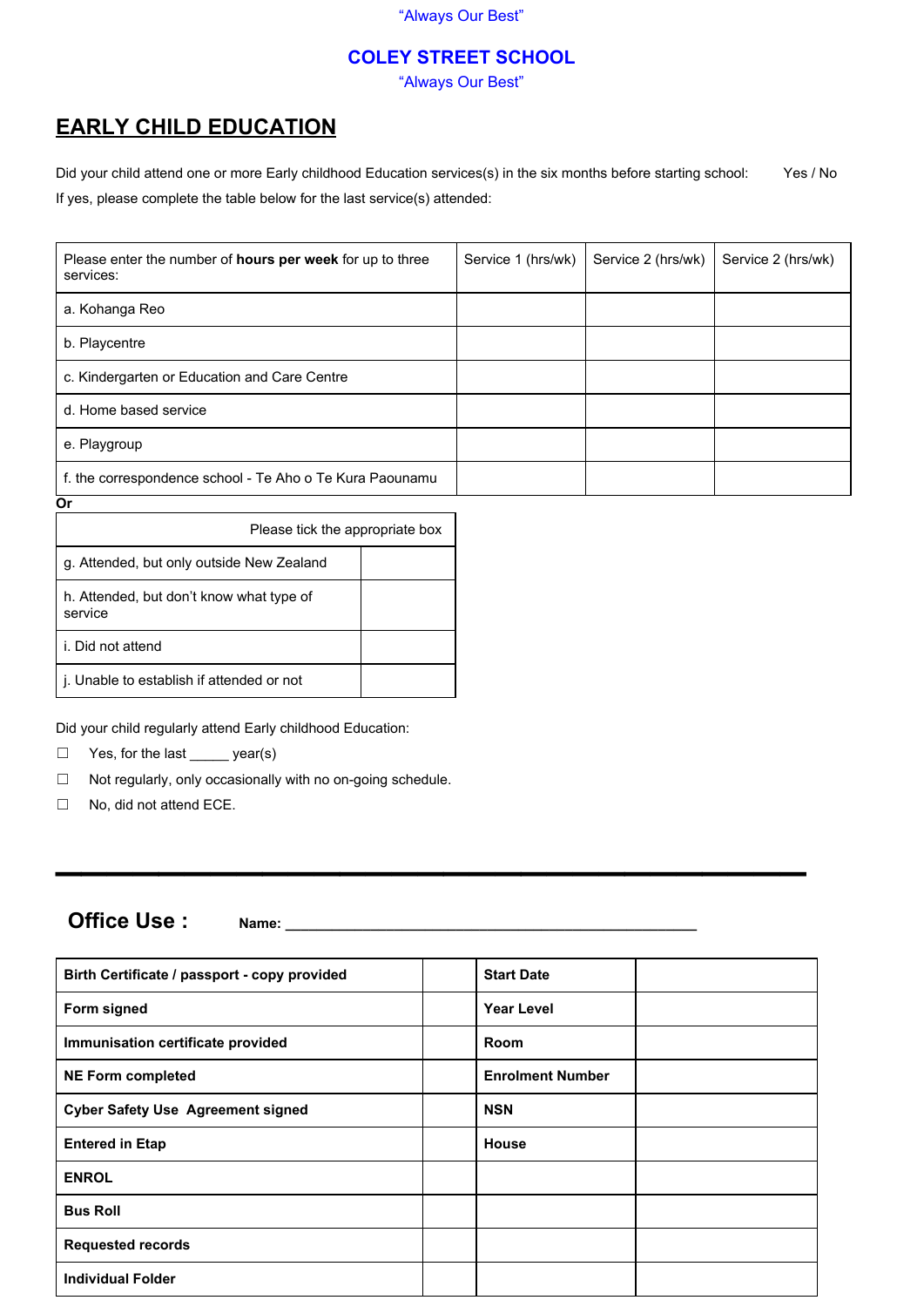# COLEY STREET SCHOOL

"Always Our Best"

## EARLY CHILD EDUCATION

Did your child attend one or more Early childhood Education services(s) in the six months before starting school: Yes / No

If yes, please complete the table below for the last service(s) attended:

| Please enter the number of **hours per week** for up to three services: | Service 1 (hrs/wk) | Service 2 (hrs/wk) | Service 2 (hrs/wk) |
|---|---|---|---|
| a. Kohanga Reo | | | |
| b. Playcentre | | | |
| c. Kindergarten or Education and Care Centre | | | |
| d. Home based service | | | |
| e. Playgroup | | | |
| f. the correspondence school - Te Aho o Te Kura Paounamu | | | |

**Or**

| Please tick the appropriate box | |
|---|---|
| g. Attended, but only outside New Zealand | |
| h. Attended, but don't know what type of service | |
| i. Did not attend | |
| j. Unable to establish if attended or not | |

Did your child regularly attend Early childhood Education:

- ☐ Yes, for the last _____ year(s)
- ☐ Not regularly, only occasionally with no on-going schedule.
- ☐ No, did not attend ECE.

---

## Office Use :

**Name:** ____________________________________________________

| | | | |
|---|---|---|---|
| **Birth Certificate / passport - copy provided** | | **Start Date** | |
| **Form signed** | | **Year Level** | |
| **Immunisation certificate provided** | | **Room** | |
| **NE Form completed** | | **Enrolment Number** | |
| **Cyber Safety Use Agreement signed** | | **NSN** | |
| **Entered in Etap** | | **House** | |
| **ENROL** | | | |
| **Bus Roll** | | | |
| **Requested records** | | | |
| **Individual Folder** | | | |